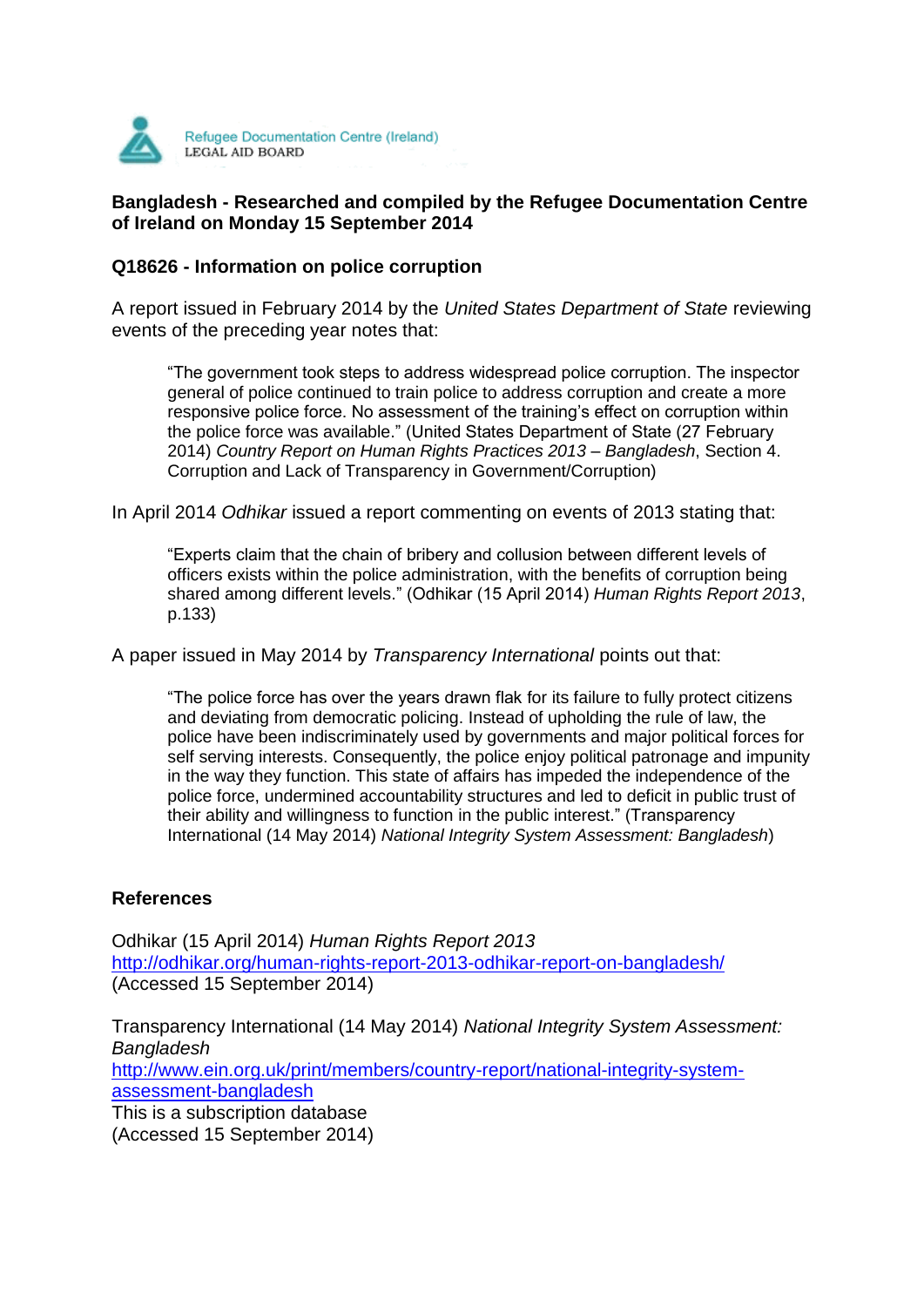Refugee Documentation Centre (Ireland)
LEGAL AID BOARD

**Bangladesh - Researched and compiled by the Refugee Documentation Centre of Ireland on Monday 15 September 2014**

**Q18626 - Information on police corruption**

A report issued in February 2014 by the *United States Department of State* reviewing events of the preceding year notes that:

> "The government took steps to address widespread police corruption. The inspector general of police continued to train police to address corruption and create a more responsive police force. No assessment of the training's effect on corruption within the police force was available." (United States Department of State (27 February 2014) *Country Report on Human Rights Practices 2013 – Bangladesh*, Section 4. Corruption and Lack of Transparency in Government/Corruption)

In April 2014 *Odhikar* issued a report commenting on events of 2013 stating that:

> "Experts claim that the chain of bribery and collusion between different levels of officers exists within the police administration, with the benefits of corruption being shared among different levels." (Odhikar (15 April 2014) *Human Rights Report 2013*, p.133)

A paper issued in May 2014 by *Transparency International* points out that:

> "The police force has over the years drawn flak for its failure to fully protect citizens and deviating from democratic policing. Instead of upholding the rule of law, the police have been indiscriminately used by governments and major political forces for self serving interests. Consequently, the police enjoy political patronage and impunity in the way they function. This state of affairs has impeded the independence of the police force, undermined accountability structures and led to deficit in public trust of their ability and willingness to function in the public interest." (Transparency International (14 May 2014) *National Integrity System Assessment: Bangladesh*)

**References**

Odhikar (15 April 2014) *Human Rights Report 2013*
http://odhikar.org/human-rights-report-2013-odhikar-report-on-bangladesh/
(Accessed 15 September 2014)

Transparency International (14 May 2014) *National Integrity System Assessment: Bangladesh*
http://www.ein.org.uk/print/members/country-report/national-integrity-system-assessment-bangladesh
This is a subscription database
(Accessed 15 September 2014)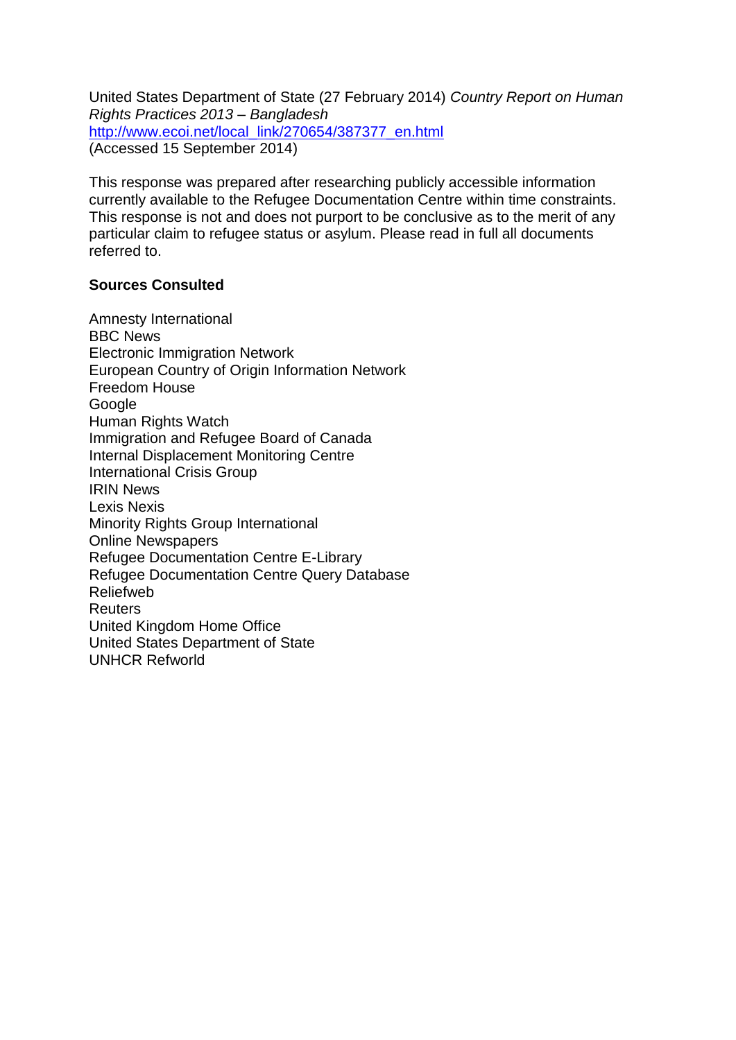United States Department of State (27 February 2014) *Country Report on Human Rights Practices 2013 – Bangladesh*
http://www.ecoi.net/local_link/270654/387377_en.html
(Accessed 15 September 2014)

This response was prepared after researching publicly accessible information currently available to the Refugee Documentation Centre within time constraints. This response is not and does not purport to be conclusive as to the merit of any particular claim to refugee status or asylum. Please read in full all documents referred to.

**Sources Consulted**

Amnesty International
BBC News
Electronic Immigration Network
European Country of Origin Information Network
Freedom House
Google
Human Rights Watch
Immigration and Refugee Board of Canada
Internal Displacement Monitoring Centre
International Crisis Group
IRIN News
Lexis Nexis
Minority Rights Group International
Online Newspapers
Refugee Documentation Centre E-Library
Refugee Documentation Centre Query Database
Reliefweb
Reuters
United Kingdom Home Office
United States Department of State
UNHCR Refworld